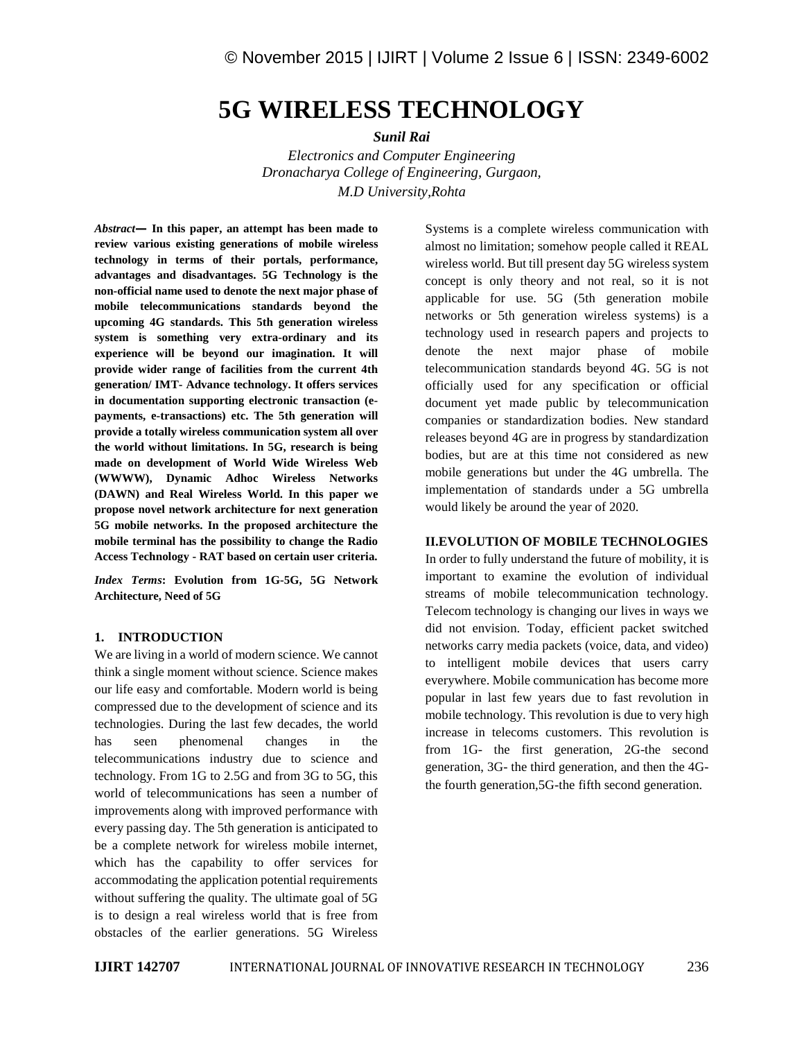# 5G WIRELESS TECHNOLOGY

***Sunil Rai***

*Electronics and Computer Engineering*
*Dronacharya College of Engineering, Gurgaon,*
*M.D University,Rohta*

***Abstract*— In this paper, an attempt has been made to review various existing generations of mobile wireless technology in terms of their portals, performance, advantages and disadvantages. 5G Technology is the non-official name used to denote the next major phase of mobile telecommunications standards beyond the upcoming 4G standards. This 5th generation wireless system is something very extra-ordinary and its experience will be beyond our imagination. It will provide wider range of facilities from the current 4th generation/ IMT- Advance technology. It offers services in documentation supporting electronic transaction (e-payments, e-transactions) etc. The 5th generation will provide a totally wireless communication system all over the world without limitations. In 5G, research is being made on development of World Wide Wireless Web (WWWW), Dynamic Adhoc Wireless Networks (DAWN) and Real Wireless World. In this paper we propose novel network architecture for next generation 5G mobile networks. In the proposed architecture the mobile terminal has the possibility to change the Radio Access Technology - RAT based on certain user criteria.**

***Index Terms*: Evolution from 1G-5G, 5G Network Architecture, Need of 5G**

## 1. INTRODUCTION

We are living in a world of modern science. We cannot think a single moment without science. Science makes our life easy and comfortable. Modern world is being compressed due to the development of science and its technologies. During the last few decades, the world has seen phenomenal changes in the telecommunications industry due to science and technology. From 1G to 2.5G and from 3G to 5G, this world of telecommunications has seen a number of improvements along with improved performance with every passing day. The 5th generation is anticipated to be a complete network for wireless mobile internet, which has the capability to offer services for accommodating the application potential requirements without suffering the quality. The ultimate goal of 5G is to design a real wireless world that is free from obstacles of the earlier generations. 5G Wireless Systems is a complete wireless communication with almost no limitation; somehow people called it REAL wireless world. But till present day 5G wireless system concept is only theory and not real, so it is not applicable for use. 5G (5th generation mobile networks or 5th generation wireless systems) is a technology used in research papers and projects to denote the next major phase of mobile telecommunication standards beyond 4G. 5G is not officially used for any specification or official document yet made public by telecommunication companies or standardization bodies. New standard releases beyond 4G are in progress by standardization bodies, but are at this time not considered as new mobile generations but under the 4G umbrella. The implementation of standards under a 5G umbrella would likely be around the year of 2020.

## II.EVOLUTION OF MOBILE TECHNOLOGIES

In order to fully understand the future of mobility, it is important to examine the evolution of individual streams of mobile telecommunication technology. Telecom technology is changing our lives in ways we did not envision. Today, efficient packet switched networks carry media packets (voice, data, and video) to intelligent mobile devices that users carry everywhere. Mobile communication has become more popular in last few years due to fast revolution in mobile technology. This revolution is due to very high increase in telecoms customers. This revolution is from 1G- the first generation, 2G-the second generation, 3G- the third generation, and then the 4G- the fourth generation,5G-the fifth second generation.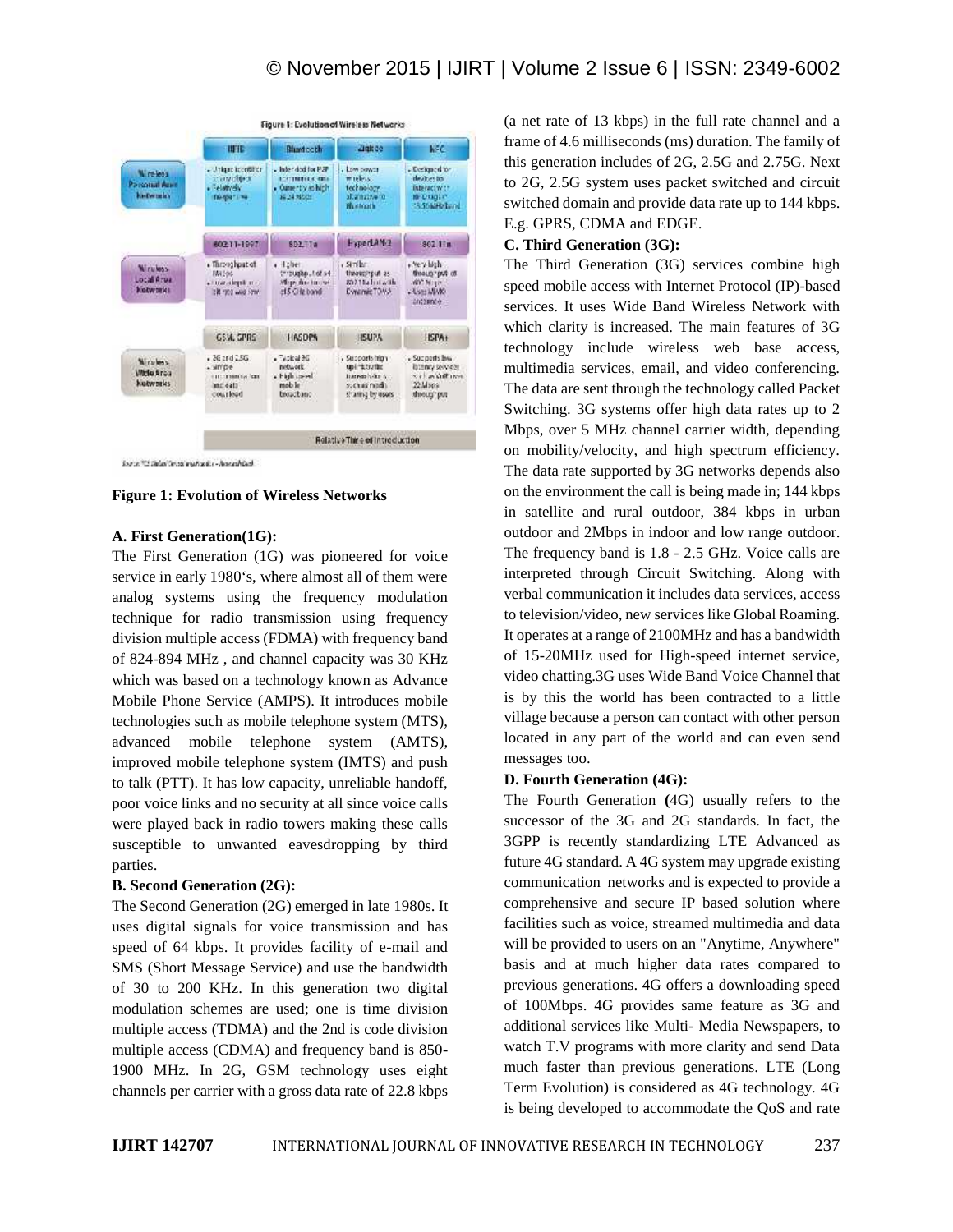**Figure 1: Evolution of Wireless Networks**

### A. First Generation(1G):

The First Generation (1G) was pioneered for voice service in early 1980's, where almost all of them were analog systems using the frequency modulation technique for radio transmission using frequency division multiple access (FDMA) with frequency band of 824-894 MHz , and channel capacity was 30 KHz which was based on a technology known as Advance Mobile Phone Service (AMPS). It introduces mobile technologies such as mobile telephone system (MTS), advanced mobile telephone system (AMTS), improved mobile telephone system (IMTS) and push to talk (PTT). It has low capacity, unreliable handoff, poor voice links and no security at all since voice calls were played back in radio towers making these calls susceptible to unwanted eavesdropping by third parties.

### B. Second Generation (2G):

The Second Generation (2G) emerged in late 1980s. It uses digital signals for voice transmission and has speed of 64 kbps. It provides facility of e-mail and SMS (Short Message Service) and use the bandwidth of 30 to 200 KHz. In this generation two digital modulation schemes are used; one is time division multiple access (TDMA) and the 2nd is code division multiple access (CDMA) and frequency band is 850-1900 MHz. In 2G, GSM technology uses eight channels per carrier with a gross data rate of 22.8 kbps (a net rate of 13 kbps) in the full rate channel and a frame of 4.6 milliseconds (ms) duration. The family of this generation includes of 2G, 2.5G and 2.75G. Next to 2G, 2.5G system uses packet switched and circuit switched domain and provide data rate up to 144 kbps. E.g. GPRS, CDMA and EDGE.

### C. Third Generation (3G):

The Third Generation (3G) services combine high speed mobile access with Internet Protocol (IP)-based services. It uses Wide Band Wireless Network with which clarity is increased. The main features of 3G technology include wireless web base access, multimedia services, email, and video conferencing. The data are sent through the technology called Packet Switching. 3G systems offer high data rates up to 2 Mbps, over 5 MHz channel carrier width, depending on mobility/velocity, and high spectrum efficiency. The data rate supported by 3G networks depends also on the environment the call is being made in; 144 kbps in satellite and rural outdoor, 384 kbps in urban outdoor and 2Mbps in indoor and low range outdoor. The frequency band is 1.8 - 2.5 GHz. Voice calls are interpreted through Circuit Switching. Along with verbal communication it includes data services, access to television/video, new services like Global Roaming. It operates at a range of 2100MHz and has a bandwidth of 15-20MHz used for High-speed internet service, video chatting.3G uses Wide Band Voice Channel that is by this the world has been contracted to a little village because a person can contact with other person located in any part of the world and can even send messages too.

### D. Fourth Generation (4G):

The Fourth Generation (4G) usually refers to the successor of the 3G and 2G standards. In fact, the 3GPP is recently standardizing LTE Advanced as future 4G standard. A 4G system may upgrade existing communication networks and is expected to provide a comprehensive and secure IP based solution where facilities such as voice, streamed multimedia and data will be provided to users on an "Anytime, Anywhere" basis and at much higher data rates compared to previous generations. 4G offers a downloading speed of 100Mbps. 4G provides same feature as 3G and additional services like Multi- Media Newspapers, to watch T.V programs with more clarity and send Data much faster than previous generations. LTE (Long Term Evolution) is considered as 4G technology. 4G is being developed to accommodate the QoS and rate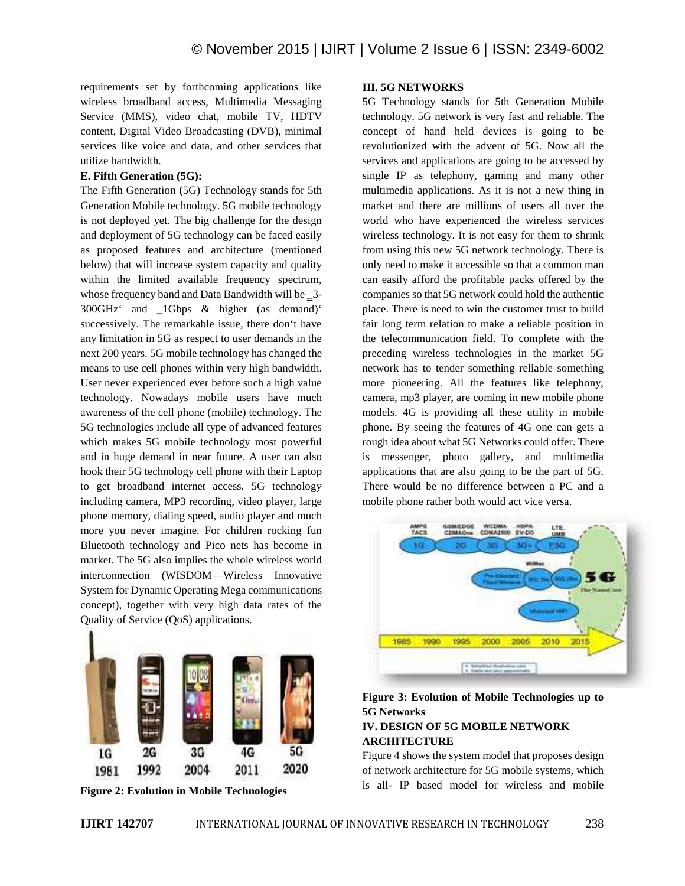requirements set by forthcoming applications like wireless broadband access, Multimedia Messaging Service (MMS), video chat, mobile TV, HDTV content, Digital Video Broadcasting (DVB), minimal services like voice and data, and other services that utilize bandwidth.

**E. Fifth Generation (5G):**

The Fifth Generation **(**5G) Technology stands for 5th Generation Mobile technology. 5G mobile technology is not deployed yet. The big challenge for the design and deployment of 5G technology can be faced easily as proposed features and architecture (mentioned below) that will increase system capacity and quality within the limited available frequency spectrum, whose frequency band and Data Bandwidth will be ‗3-300GHz' and ‗1Gbps & higher (as demand)' successively. The remarkable issue, there don't have any limitation in 5G as respect to user demands in the next 200 years. 5G mobile technology has changed the means to use cell phones within very high bandwidth. User never experienced ever before such a high value technology. Nowadays mobile users have much awareness of the cell phone (mobile) technology. The 5G technologies include all type of advanced features which makes 5G mobile technology most powerful and in huge demand in near future. A user can also hook their 5G technology cell phone with their Laptop to get broadband internet access. 5G technology including camera, MP3 recording, video player, large phone memory, dialing speed, audio player and much more you never imagine. For children rocking fun Bluetooth technology and Pico nets has become in market. The 5G also implies the whole wireless world interconnection (WISDOM—Wireless Innovative System for Dynamic Operating Mega communications concept), together with very high data rates of the Quality of Service (QoS) applications.

**Figure 2: Evolution in Mobile Technologies**

**III. 5G NETWORKS**

5G Technology stands for 5th Generation Mobile technology. 5G network is very fast and reliable. The concept of hand held devices is going to be revolutionized with the advent of 5G. Now all the services and applications are going to be accessed by single IP as telephony, gaming and many other multimedia applications. As it is not a new thing in market and there are millions of users all over the world who have experienced the wireless services wireless technology. It is not easy for them to shrink from using this new 5G network technology. There is only need to make it accessible so that a common man can easily afford the profitable packs offered by the companies so that 5G network could hold the authentic place. There is need to win the customer trust to build fair long term relation to make a reliable position in the telecommunication field. To complete with the preceding wireless technologies in the market 5G network has to tender something reliable something more pioneering. All the features like telephony, camera, mp3 player, are coming in new mobile phone models. 4G is providing all these utility in mobile phone. By seeing the features of 4G one can gets a rough idea about what 5G Networks could offer. There is messenger, photo gallery, and multimedia applications that are also going to be the part of 5G. There would be no difference between a PC and a mobile phone rather both would act vice versa.

**Figure 3: Evolution of Mobile Technologies up to 5G Networks**

**IV. DESIGN OF 5G MOBILE NETWORK ARCHITECTURE**

Figure 4 shows the system model that proposes design of network architecture for 5G mobile systems, which is all- IP based model for wireless and mobile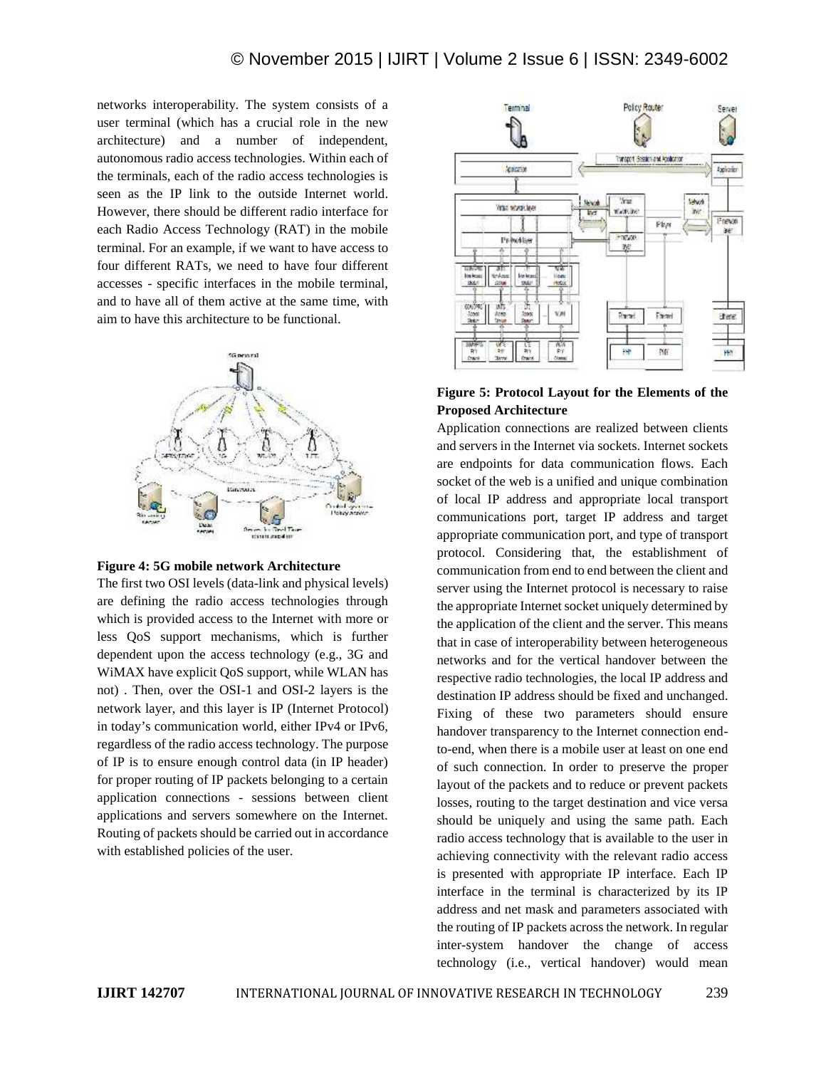networks interoperability. The system consists of a user terminal (which has a crucial role in the new architecture) and a number of independent, autonomous radio access technologies. Within each of the terminals, each of the radio access technologies is seen as the IP link to the outside Internet world. However, there should be different radio interface for each Radio Access Technology (RAT) in the mobile terminal. For an example, if we want to have access to four different RATs, we need to have four different accesses - specific interfaces in the mobile terminal, and to have all of them active at the same time, with aim to have this architecture to be functional.

**Figure 4: 5G mobile network Architecture**

The first two OSI levels (data-link and physical levels) are defining the radio access technologies through which is provided access to the Internet with more or less QoS support mechanisms, which is further dependent upon the access technology (e.g., 3G and WiMAX have explicit QoS support, while WLAN has not) . Then, over the OSI-1 and OSI-2 layers is the network layer, and this layer is IP (Internet Protocol) in today's communication world, either IPv4 or IPv6, regardless of the radio access technology. The purpose of IP is to ensure enough control data (in IP header) for proper routing of IP packets belonging to a certain application connections - sessions between client applications and servers somewhere on the Internet. Routing of packets should be carried out in accordance with established policies of the user.

**Figure 5: Protocol Layout for the Elements of the Proposed Architecture**

Application connections are realized between clients and servers in the Internet via sockets. Internet sockets are endpoints for data communication flows. Each socket of the web is a unified and unique combination of local IP address and appropriate local transport communications port, target IP address and target appropriate communication port, and type of transport protocol. Considering that, the establishment of communication from end to end between the client and server using the Internet protocol is necessary to raise the appropriate Internet socket uniquely determined by the application of the client and the server. This means that in case of interoperability between heterogeneous networks and for the vertical handover between the respective radio technologies, the local IP address and destination IP address should be fixed and unchanged. Fixing of these two parameters should ensure handover transparency to the Internet connection end-to-end, when there is a mobile user at least on one end of such connection. In order to preserve the proper layout of the packets and to reduce or prevent packets losses, routing to the target destination and vice versa should be uniquely and using the same path. Each radio access technology that is available to the user in achieving connectivity with the relevant radio access is presented with appropriate IP interface. Each IP interface in the terminal is characterized by its IP address and net mask and parameters associated with the routing of IP packets across the network. In regular inter-system handover the change of access technology (i.e., vertical handover) would mean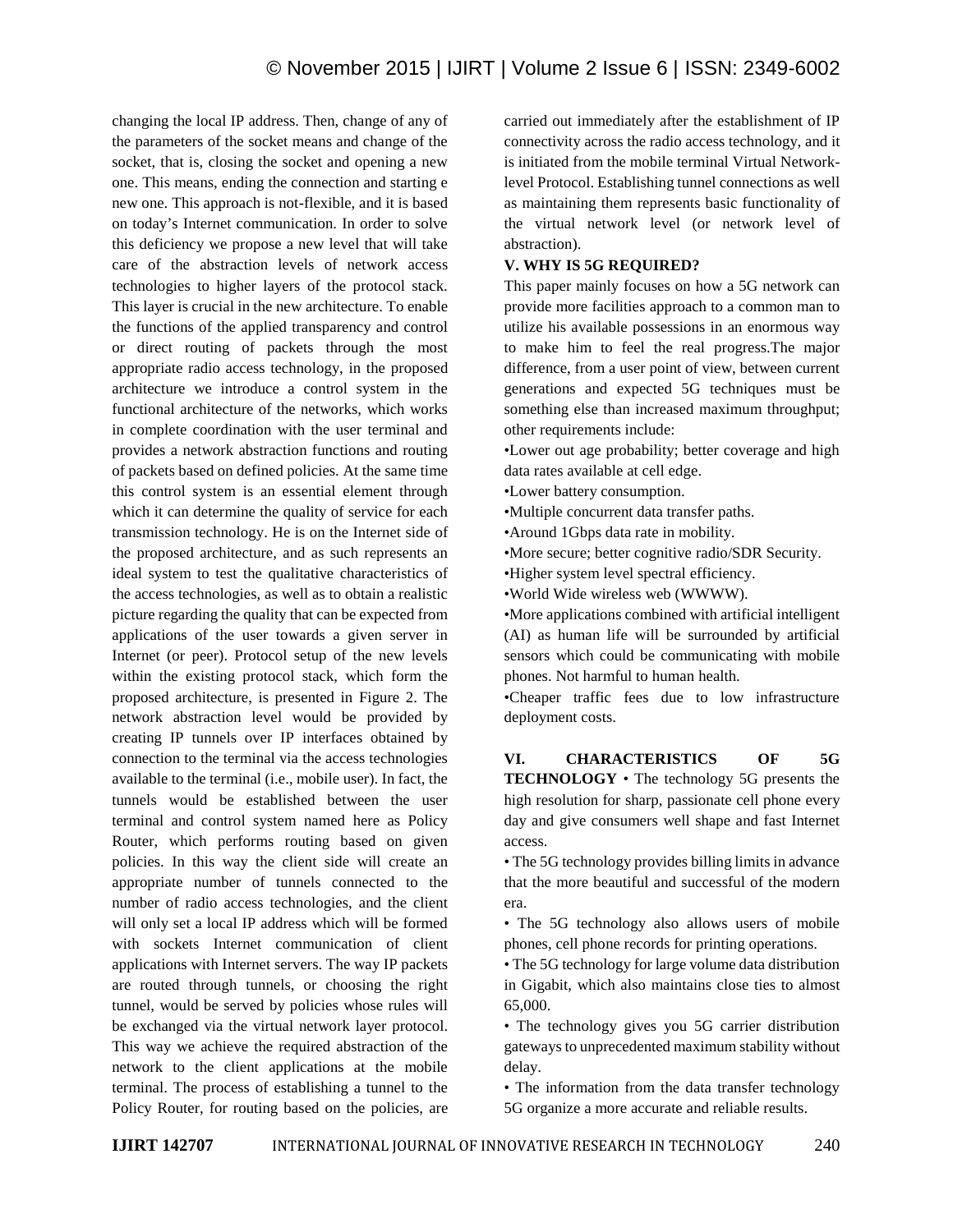changing the local IP address. Then, change of any of the parameters of the socket means and change of the socket, that is, closing the socket and opening a new one. This means, ending the connection and starting e new one. This approach is not-flexible, and it is based on today's Internet communication. In order to solve this deficiency we propose a new level that will take care of the abstraction levels of network access technologies to higher layers of the protocol stack. This layer is crucial in the new architecture. To enable the functions of the applied transparency and control or direct routing of packets through the most appropriate radio access technology, in the proposed architecture we introduce a control system in the functional architecture of the networks, which works in complete coordination with the user terminal and provides a network abstraction functions and routing of packets based on defined policies. At the same time this control system is an essential element through which it can determine the quality of service for each transmission technology. He is on the Internet side of the proposed architecture, and as such represents an ideal system to test the qualitative characteristics of the access technologies, as well as to obtain a realistic picture regarding the quality that can be expected from applications of the user towards a given server in Internet (or peer). Protocol setup of the new levels within the existing protocol stack, which form the proposed architecture, is presented in Figure 2. The network abstraction level would be provided by creating IP tunnels over IP interfaces obtained by connection to the terminal via the access technologies available to the terminal (i.e., mobile user). In fact, the tunnels would be established between the user terminal and control system named here as Policy Router, which performs routing based on given policies. In this way the client side will create an appropriate number of tunnels connected to the number of radio access technologies, and the client will only set a local IP address which will be formed with sockets Internet communication of client applications with Internet servers. The way IP packets are routed through tunnels, or choosing the right tunnel, would be served by policies whose rules will be exchanged via the virtual network layer protocol. This way we achieve the required abstraction of the network to the client applications at the mobile terminal. The process of establishing a tunnel to the Policy Router, for routing based on the policies, are carried out immediately after the establishment of IP connectivity across the radio access technology, and it is initiated from the mobile terminal Virtual Network-level Protocol. Establishing tunnel connections as well as maintaining them represents basic functionality of the virtual network level (or network level of abstraction).

## V. WHY IS 5G REQUIRED?

This paper mainly focuses on how a 5G network can provide more facilities approach to a common man to utilize his available possessions in an enormous way to make him to feel the real progress.The major difference, from a user point of view, between current generations and expected 5G techniques must be something else than increased maximum throughput; other requirements include:

- Lower out age probability; better coverage and high data rates available at cell edge.
- Lower battery consumption.
- Multiple concurrent data transfer paths.
- Around 1Gbps data rate in mobility.
- More secure; better cognitive radio/SDR Security.
- Higher system level spectral efficiency.
- World Wide wireless web (WWWW).
- More applications combined with artificial intelligent (AI) as human life will be surrounded by artificial sensors which could be communicating with mobile phones. Not harmful to human health.
- Cheaper traffic fees due to low infrastructure deployment costs.

## VI. CHARACTERISTICS OF 5G TECHNOLOGY

- The technology 5G presents the high resolution for sharp, passionate cell phone every day and give consumers well shape and fast Internet access.
- The 5G technology provides billing limits in advance that the more beautiful and successful of the modern era.
- The 5G technology also allows users of mobile phones, cell phone records for printing operations.
- The 5G technology for large volume data distribution in Gigabit, which also maintains close ties to almost 65,000.
- The technology gives you 5G carrier distribution gateways to unprecedented maximum stability without delay.
- The information from the data transfer technology 5G organize a more accurate and reliable results.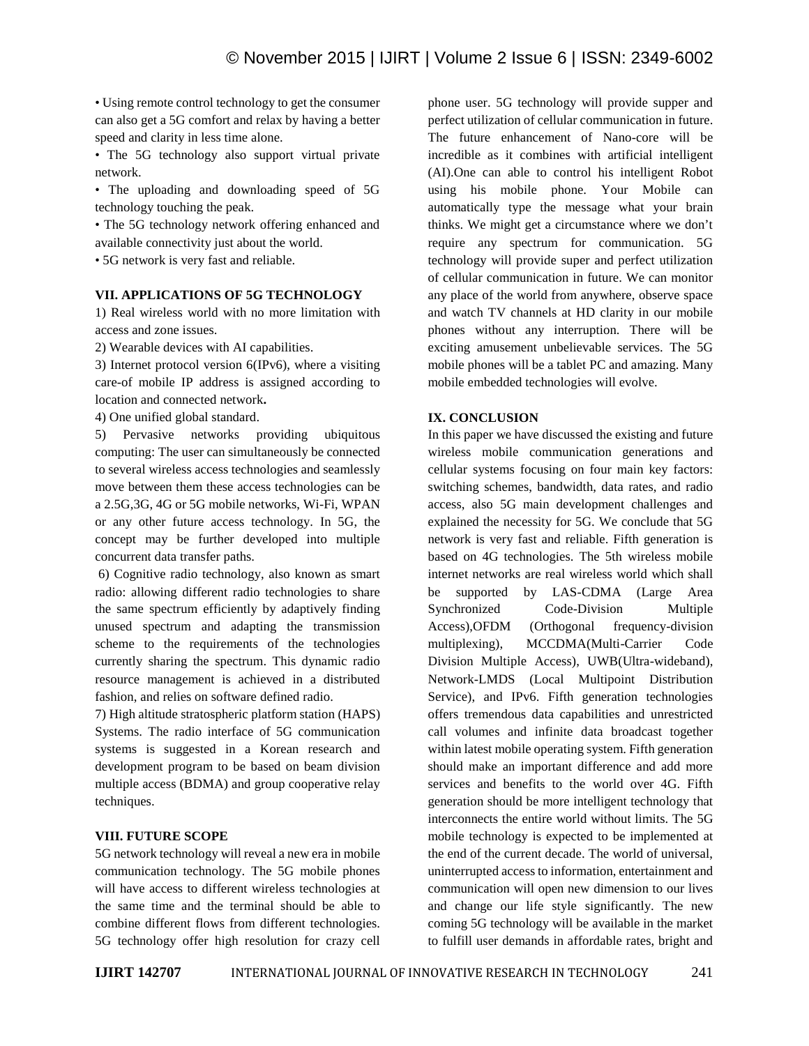• Using remote control technology to get the consumer can also get a 5G comfort and relax by having a better speed and clarity in less time alone.

• The 5G technology also support virtual private network.

• The uploading and downloading speed of 5G technology touching the peak.

• The 5G technology network offering enhanced and available connectivity just about the world.

• 5G network is very fast and reliable.

### VII. APPLICATIONS OF 5G TECHNOLOGY

1) Real wireless world with no more limitation with access and zone issues.

2) Wearable devices with AI capabilities.

3) Internet protocol version 6(IPv6), where a visiting care-of mobile IP address is assigned according to location and connected network**.**

4) One unified global standard.

5) Pervasive networks providing ubiquitous computing: The user can simultaneously be connected to several wireless access technologies and seamlessly move between them these access technologies can be a 2.5G,3G, 4G or 5G mobile networks, Wi-Fi, WPAN or any other future access technology. In 5G, the concept may be further developed into multiple concurrent data transfer paths.

6) Cognitive radio technology, also known as smart radio: allowing different radio technologies to share the same spectrum efficiently by adaptively finding unused spectrum and adapting the transmission scheme to the requirements of the technologies currently sharing the spectrum. This dynamic radio resource management is achieved in a distributed fashion, and relies on software defined radio.

7) High altitude stratospheric platform station (HAPS) Systems. The radio interface of 5G communication systems is suggested in a Korean research and development program to be based on beam division multiple access (BDMA) and group cooperative relay techniques.

### VIII. FUTURE SCOPE

5G network technology will reveal a new era in mobile communication technology. The 5G mobile phones will have access to different wireless technologies at the same time and the terminal should be able to combine different flows from different technologies. 5G technology offer high resolution for crazy cell phone user. 5G technology will provide supper and perfect utilization of cellular communication in future. The future enhancement of Nano-core will be incredible as it combines with artificial intelligent (AI).One can able to control his intelligent Robot using his mobile phone. Your Mobile can automatically type the message what your brain thinks. We might get a circumstance where we don't require any spectrum for communication. 5G technology will provide super and perfect utilization of cellular communication in future. We can monitor any place of the world from anywhere, observe space and watch TV channels at HD clarity in our mobile phones without any interruption. There will be exciting amusement unbelievable services. The 5G mobile phones will be a tablet PC and amazing. Many mobile embedded technologies will evolve.

### IX. CONCLUSION

In this paper we have discussed the existing and future wireless mobile communication generations and cellular systems focusing on four main key factors: switching schemes, bandwidth, data rates, and radio access, also 5G main development challenges and explained the necessity for 5G. We conclude that 5G network is very fast and reliable. Fifth generation is based on 4G technologies. The 5th wireless mobile internet networks are real wireless world which shall be supported by LAS-CDMA (Large Area Synchronized Code-Division Multiple Access),OFDM (Orthogonal frequency-division multiplexing), MCCDMA(Multi-Carrier Code Division Multiple Access), UWB(Ultra-wideband), Network-LMDS (Local Multipoint Distribution Service), and IPv6. Fifth generation technologies offers tremendous data capabilities and unrestricted call volumes and infinite data broadcast together within latest mobile operating system. Fifth generation should make an important difference and add more services and benefits to the world over 4G. Fifth generation should be more intelligent technology that interconnects the entire world without limits. The 5G mobile technology is expected to be implemented at the end of the current decade. The world of universal, uninterrupted access to information, entertainment and communication will open new dimension to our lives and change our life style significantly. The new coming 5G technology will be available in the market to fulfill user demands in affordable rates, bright and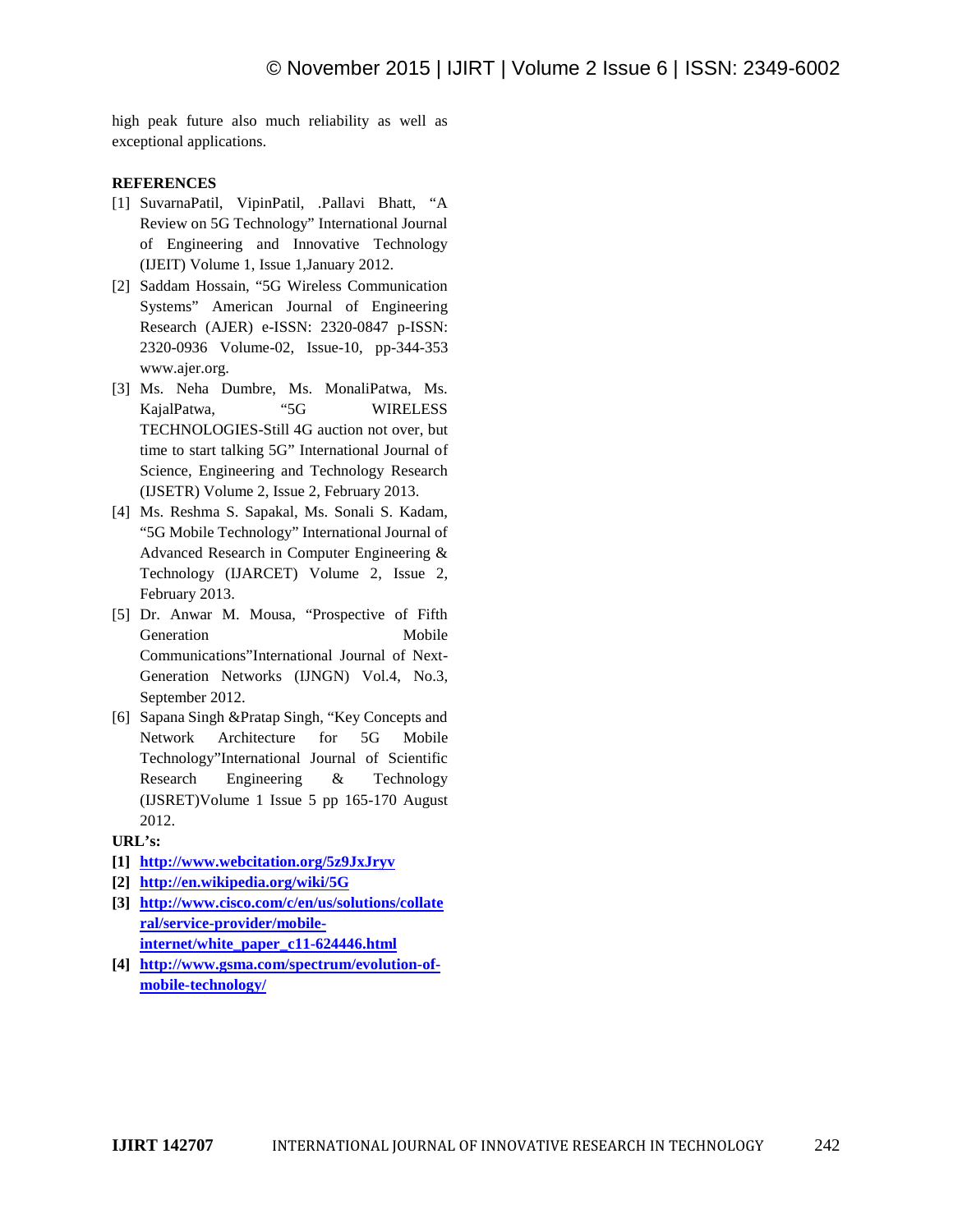high peak future also much reliability as well as exceptional applications.

**REFERENCES**

[1] SuvarnaPatil, VipinPatil, .Pallavi Bhatt, "A Review on 5G Technology" International Journal of Engineering and Innovative Technology (IJEIT) Volume 1, Issue 1,January 2012.

[2] Saddam Hossain, "5G Wireless Communication Systems" American Journal of Engineering Research (AJER) e-ISSN: 2320-0847 p-ISSN: 2320-0936 Volume-02, Issue-10, pp-344-353 www.ajer.org.

[3] Ms. Neha Dumbre, Ms. MonaliPatwa, Ms. KajalPatwa, "5G WIRELESS TECHNOLOGIES-Still 4G auction not over, but time to start talking 5G" International Journal of Science, Engineering and Technology Research (IJSETR) Volume 2, Issue 2, February 2013.

[4] Ms. Reshma S. Sapakal, Ms. Sonali S. Kadam, "5G Mobile Technology" International Journal of Advanced Research in Computer Engineering & Technology (IJARCET) Volume 2, Issue 2, February 2013.

[5] Dr. Anwar M. Mousa, "Prospective of Fifth Generation Mobile Communications"International Journal of Next-Generation Networks (IJNGN) Vol.4, No.3, September 2012.

[6] Sapana Singh &Pratap Singh, "Key Concepts and Network Architecture for 5G Mobile Technology"International Journal of Scientific Research Engineering & Technology (IJSRET)Volume 1 Issue 5 pp 165-170 August 2012.

**URL's:**

**[1]** **http://www.webcitation.org/5z9JxJryv**

**[2]** **http://en.wikipedia.org/wiki/5G**

**[3]** **http://www.cisco.com/c/en/us/solutions/collateral/service-provider/mobile-internet/white_paper_c11-624446.html**

**[4]** **http://www.gsma.com/spectrum/evolution-of-mobile-technology/**